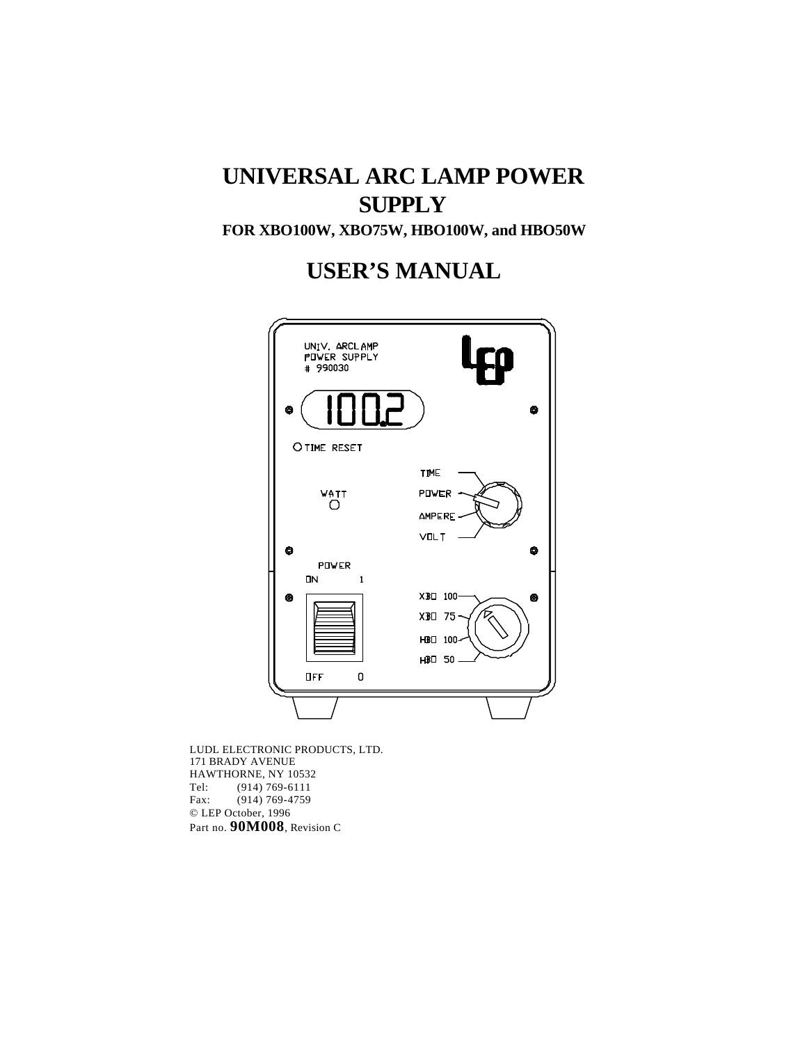# UNIVERSAL ARC LAMP POWER SUPPLY

### FOR XBO100W, XBO75W, HBO100W, and HBO50W

# USER'S MANUAL

LUDL ELECTRONIC PRODUCTS, LTD.
171 BRADY AVENUE
HAWTHORNE, NY 10532
Tel: (914) 769-6111
Fax: (914) 769-4759
© LEP October, 1996
Part no. **90M008**, Revision C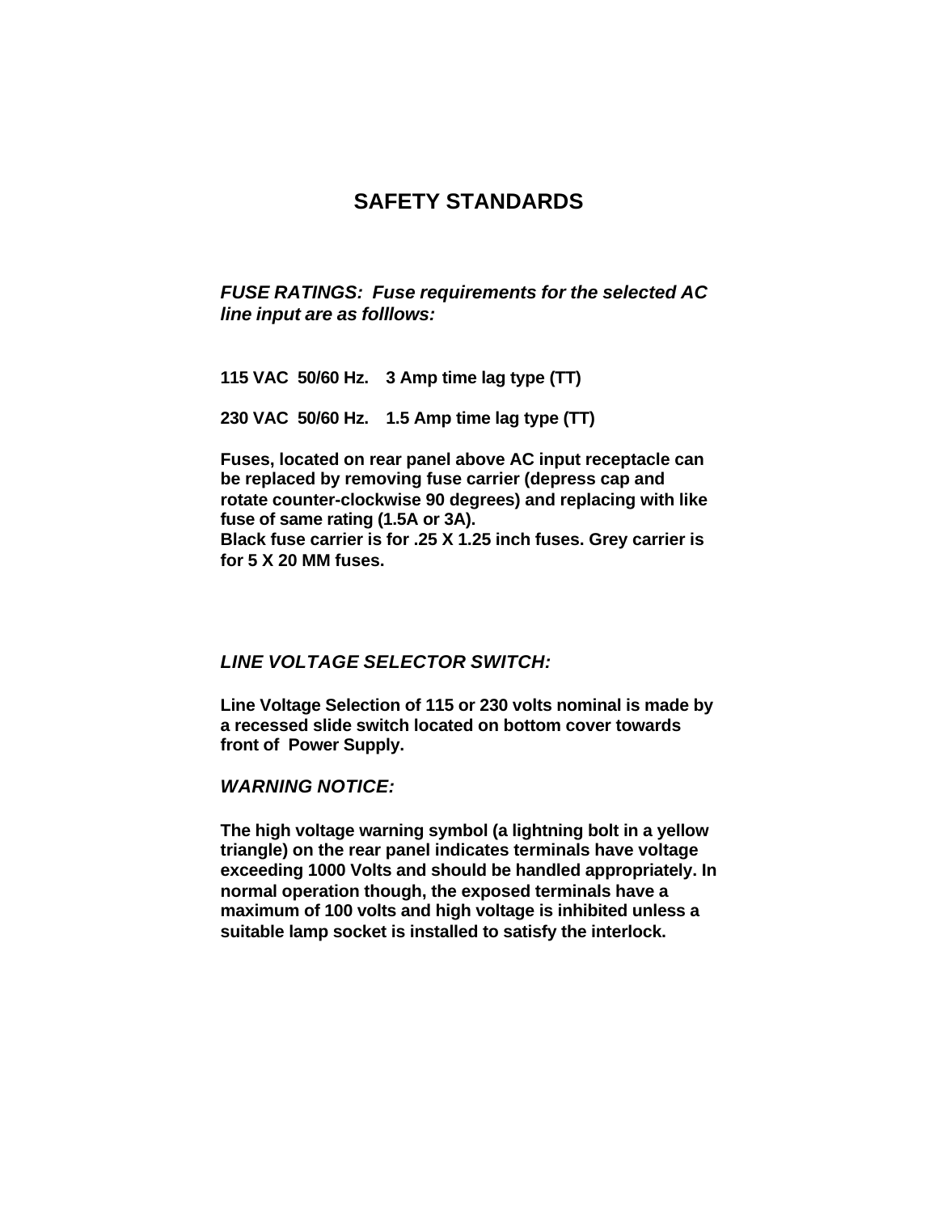# SAFETY STANDARDS

***FUSE RATINGS: Fuse requirements for the selected AC line input are as folllows:***

**115 VAC 50/60 Hz. 3 Amp time lag type (TT)**

**230 VAC 50/60 Hz. 1.5 Amp time lag type (TT)**

**Fuses, located on rear panel above AC input receptacle can be replaced by removing fuse carrier (depress cap and rotate counter-clockwise 90 degrees) and replacing with like fuse of same rating (1.5A or 3A).**
**Black fuse carrier is for .25 X 1.25 inch fuses. Grey carrier is for 5 X 20 MM fuses.**

***LINE VOLTAGE SELECTOR SWITCH:***

**Line Voltage Selection of 115 or 230 volts nominal is made by a recessed slide switch located on bottom cover towards front of Power Supply.**

***WARNING NOTICE:***

**The high voltage warning symbol (a lightning bolt in a yellow triangle) on the rear panel indicates terminals have voltage exceeding 1000 Volts and should be handled appropriately. In normal operation though, the exposed terminals have a maximum of 100 volts and high voltage is inhibited unless a suitable lamp socket is installed to satisfy the interlock.**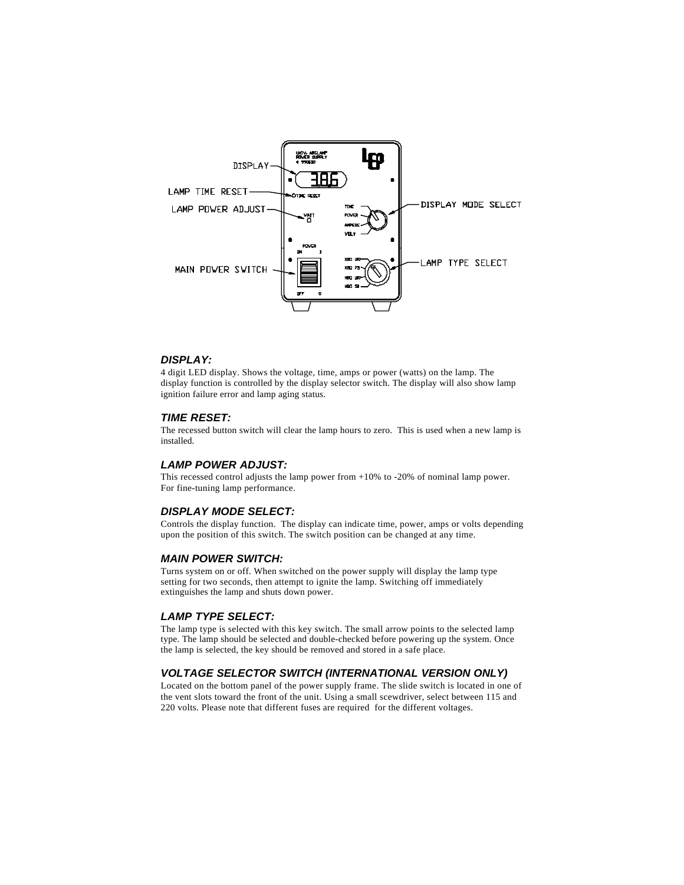### DISPLAY:

4 digit LED display. Shows the voltage, time, amps or power (watts) on the lamp. The display function is controlled by the display selector switch. The display will also show lamp ignition failure error and lamp aging status.

### TIME RESET:

The recessed button switch will clear the lamp hours to zero. This is used when a new lamp is installed.

### LAMP POWER ADJUST:

This recessed control adjusts the lamp power from +10% to -20% of nominal lamp power. For fine-tuning lamp performance.

### DISPLAY MODE SELECT:

Controls the display function. The display can indicate time, power, amps or volts depending upon the position of this switch. The switch position can be changed at any time.

### MAIN POWER SWITCH:

Turns system on or off. When switched on the power supply will display the lamp type setting for two seconds, then attempt to ignite the lamp. Switching off immediately extinguishes the lamp and shuts down power.

### LAMP TYPE SELECT:

The lamp type is selected with this key switch. The small arrow points to the selected lamp type. The lamp should be selected and double-checked before powering up the system. Once the lamp is selected, the key should be removed and stored in a safe place.

### VOLTAGE SELECTOR SWITCH (INTERNATIONAL VERSION ONLY)

Located on the bottom panel of the power supply frame. The slide switch is located in one of the vent slots toward the front of the unit. Using a small scewdriver, select between 115 and 220 volts. Please note that different fuses are required for the different voltages.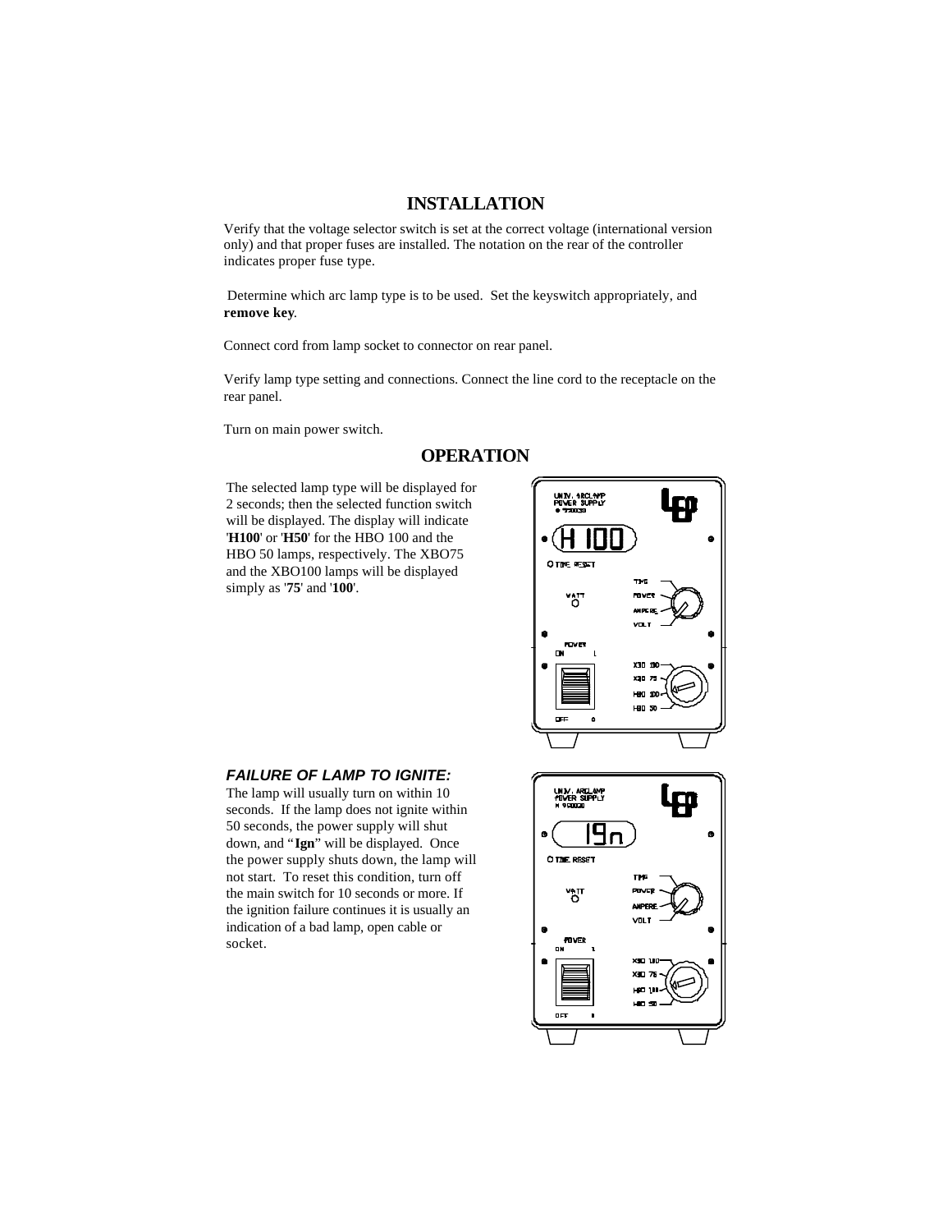# INSTALLATION

Verify that the voltage selector switch is set at the correct voltage (international version only) and that proper fuses are installed. The notation on the rear of the controller indicates proper fuse type.

Determine which arc lamp type is to be used. Set the keyswitch appropriately, and **remove key**.

Connect cord from lamp socket to connector on rear panel.

Verify lamp type setting and connections. Connect the line cord to the receptacle on the rear panel.

Turn on main power switch.

# OPERATION

The selected lamp type will be displayed for 2 seconds; then the selected function switch will be displayed. The display will indicate '**H100**' or '**H50**' for the HBO 100 and the HBO 50 lamps, respectively. The XBO75 and the XBO100 lamps will be displayed simply as '**75**' and '**100**'.

### *FAILURE OF LAMP TO IGNITE:*

The lamp will usually turn on within 10 seconds. If the lamp does not ignite within 50 seconds, the power supply will shut down, and "**Ign**" will be displayed. Once the power supply shuts down, the lamp will not start. To reset this condition, turn off the main switch for 10 seconds or more. If the ignition failure continues it is usually an indication of a bad lamp, open cable or socket.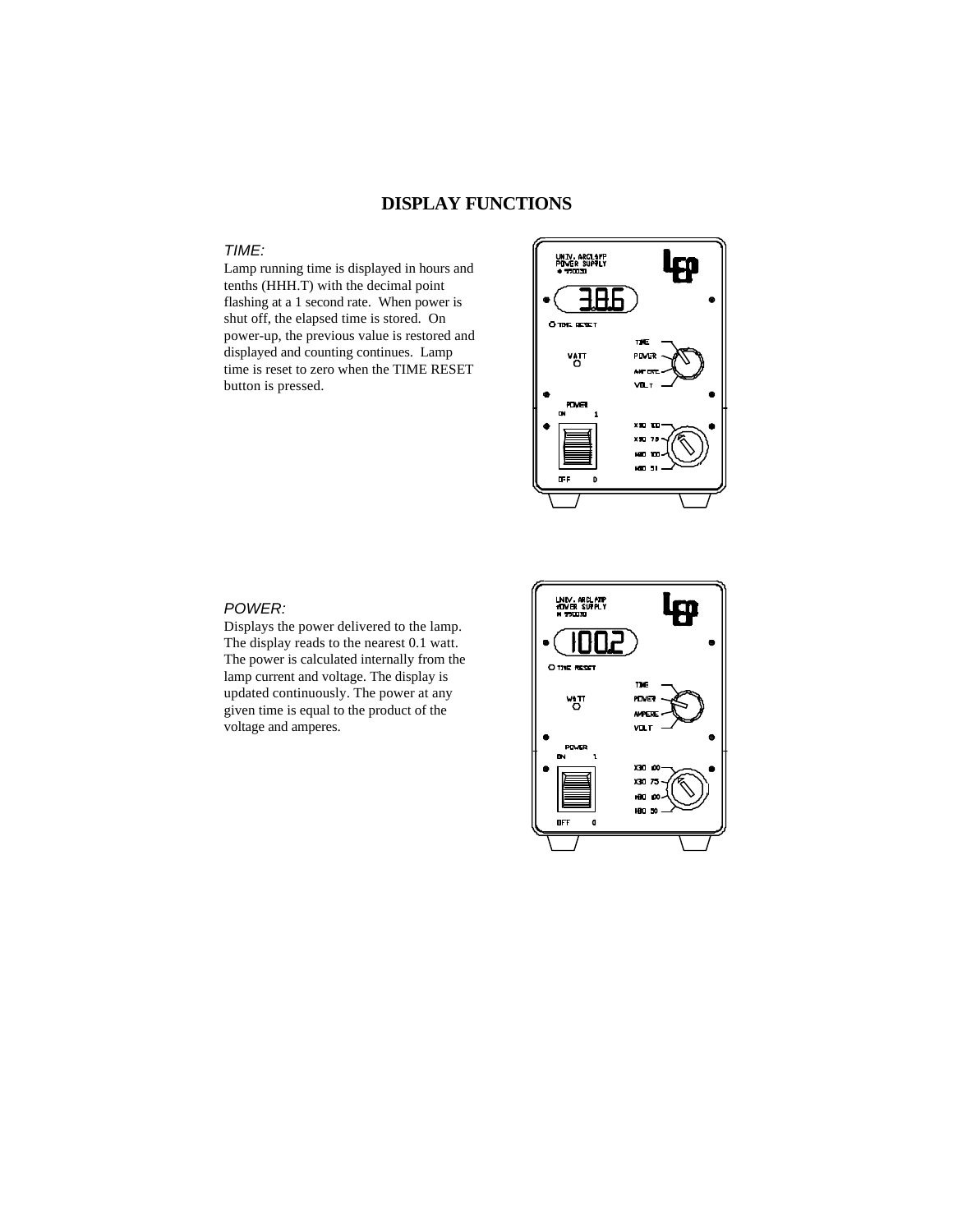# DISPLAY FUNCTIONS

*TIME:*

Lamp running time is displayed in hours and tenths (HHH.T) with the decimal point flashing at a 1 second rate. When power is shut off, the elapsed time is stored. On power-up, the previous value is restored and displayed and counting continues. Lamp time is reset to zero when the TIME RESET button is pressed.

*POWER:*

Displays the power delivered to the lamp. The display reads to the nearest 0.1 watt. The power is calculated internally from the lamp current and voltage. The display is updated continuously. The power at any given time is equal to the product of the voltage and amperes.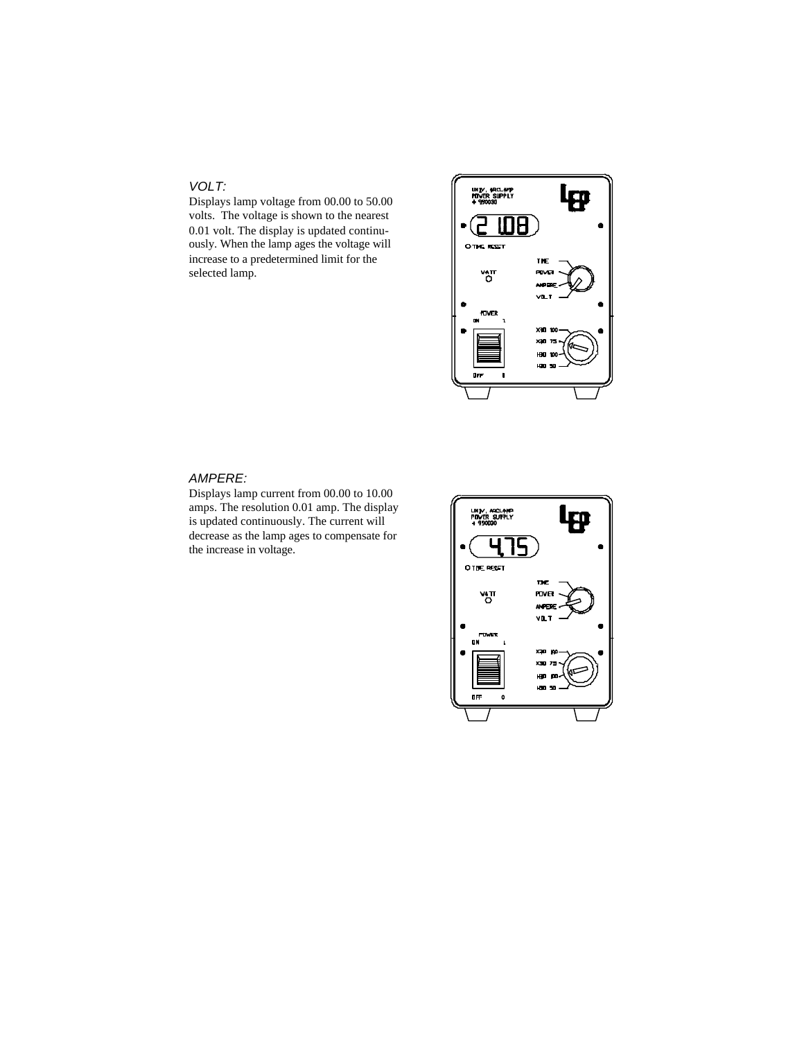*VOLT:*

Displays lamp voltage from 00.00 to 50.00 volts. The voltage is shown to the nearest 0.01 volt. The display is updated continuously. When the lamp ages the voltage will increase to a predetermined limit for the selected lamp.

*AMPERE:*

Displays lamp current from 00.00 to 10.00 amps. The resolution 0.01 amp. The display is updated continuously. The current will decrease as the lamp ages to compensate for the increase in voltage.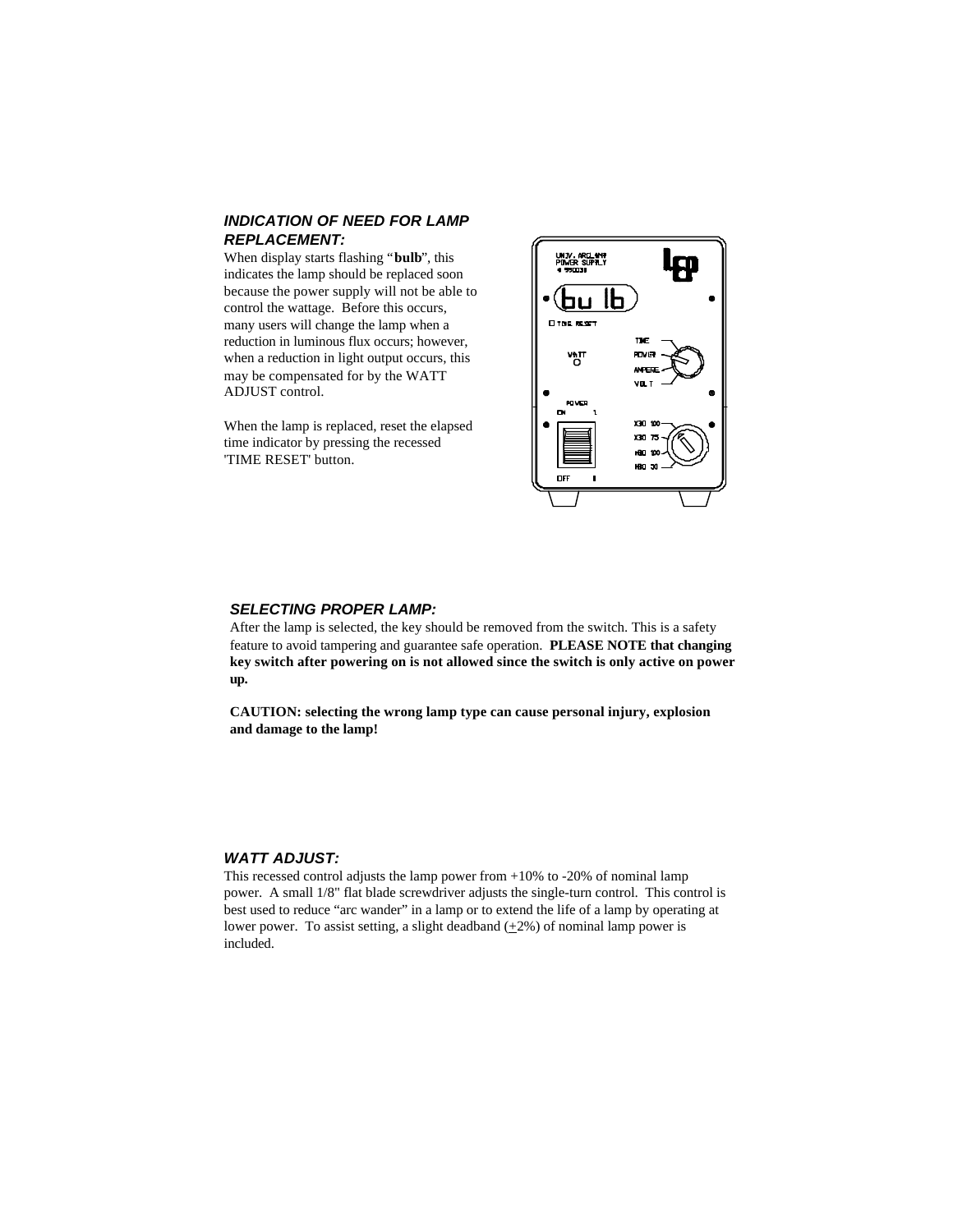### *INDICATION OF NEED FOR LAMP REPLACEMENT:*

When display starts flashing "**bulb**", this indicates the lamp should be replaced soon because the power supply will not be able to control the wattage. Before this occurs, many users will change the lamp when a reduction in luminous flux occurs; however, when a reduction in light output occurs, this may be compensated for by the WATT ADJUST control.

When the lamp is replaced, reset the elapsed time indicator by pressing the recessed 'TIME RESET' button.

### *SELECTING PROPER LAMP:*

After the lamp is selected, the key should be removed from the switch. This is a safety feature to avoid tampering and guarantee safe operation. **PLEASE NOTE that changing key switch after powering on is not allowed since the switch is only active on power up.**

**CAUTION: selecting the wrong lamp type can cause personal injury, explosion and damage to the lamp!**

### *WATT ADJUST:*

This recessed control adjusts the lamp power from +10% to -20% of nominal lamp power. A small 1/8" flat blade screwdriver adjusts the single-turn control. This control is best used to reduce "arc wander" in a lamp or to extend the life of a lamp by operating at lower power. To assist setting, a slight deadband (±2%) of nominal lamp power is included.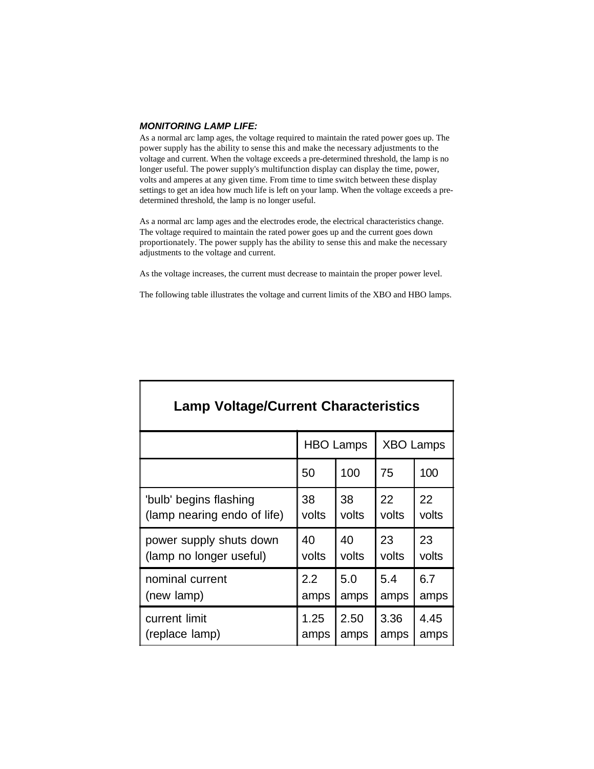***MONITORING LAMP LIFE:***

As a normal arc lamp ages, the voltage required to maintain the rated power goes up. The power supply has the ability to sense this and make the necessary adjustments to the voltage and current. When the voltage exceeds a pre-determined threshold, the lamp is no longer useful. The power supply's multifunction display can display the time, power, volts and amperes at any given time. From time to time switch between these display settings to get an idea how much life is left on your lamp. When the voltage exceeds a pre-determined threshold, the lamp is no longer useful.

As a normal arc lamp ages and the electrodes erode, the electrical characteristics change. The voltage required to maintain the rated power goes up and the current goes down proportionately. The power supply has the ability to sense this and make the necessary adjustments to the voltage and current.

As the voltage increases, the current must decrease to maintain the proper power level.

The following table illustrates the voltage and current limits of the XBO and HBO lamps.

**Lamp Voltage/Current Characteristics**

| | HBO Lamps | | XBO Lamps | |
|---|---|---|---|---|
| | 50 | 100 | 75 | 100 |
| 'bulb' begins flashing (lamp nearing endo of life) | 38 volts | 38 volts | 22 volts | 22 volts |
| power supply shuts down (lamp no longer useful) | 40 volts | 40 volts | 23 volts | 23 volts |
| nominal current (new lamp) | 2.2 amps | 5.0 amps | 5.4 amps | 6.7 amps |
| current limit (replace lamp) | 1.25 amps | 2.50 amps | 3.36 amps | 4.45 amps |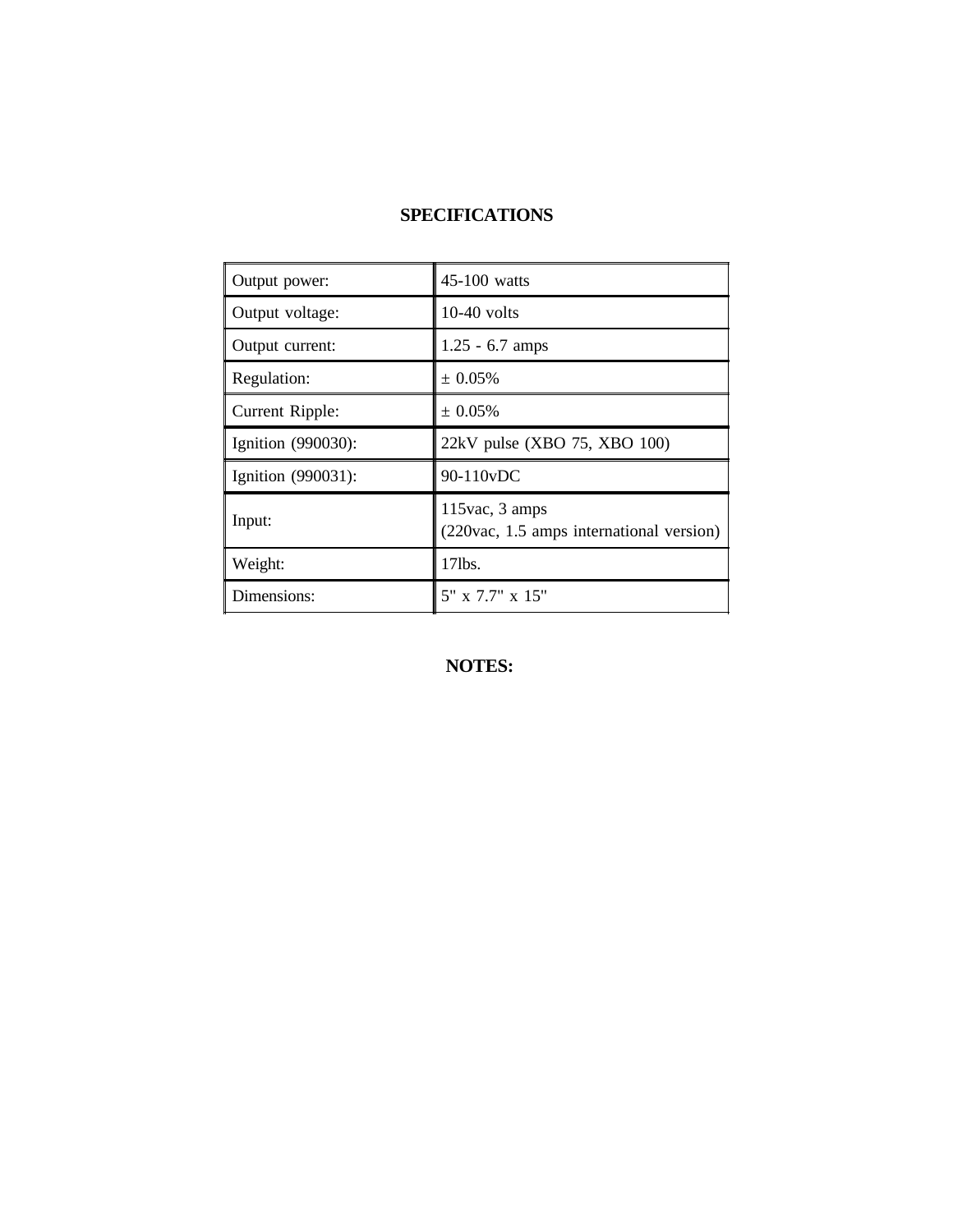## SPECIFICATIONS

| | |
|---|---|
| Output power: | 45-100 watts |
| Output voltage: | 10-40 volts |
| Output current: | 1.25 - 6.7 amps |
| Regulation: | ± 0.05% |
| Current Ripple: | ± 0.05% |
| Ignition (990030): | 22kV pulse (XBO 75, XBO 100) |
| Ignition (990031): | 90-110vDC |
| Input: | 115vac, 3 amps<br>(220vac, 1.5 amps international version) |
| Weight: | 17lbs. |
| Dimensions: | 5" x 7.7" x 15" |

## NOTES: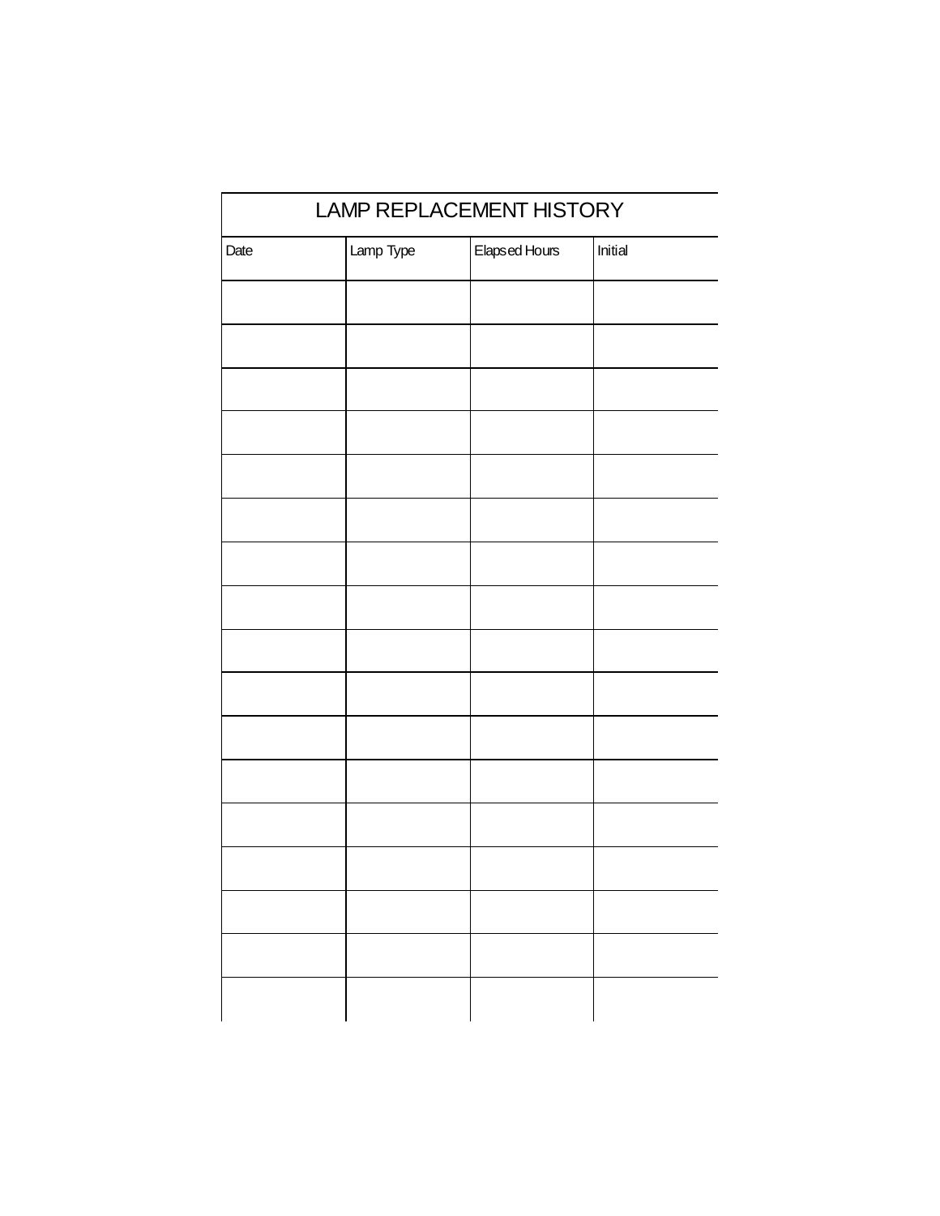# LAMP REPLACEMENT HISTORY

| Date | Lamp Type | Elapsed Hours | Initial |
|---|---|---|---|
| | | | |
| | | | |
| | | | |
| | | | |
| | | | |
| | | | |
| | | | |
| | | | |
| | | | |
| | | | |
| | | | |
| | | | |
| | | | |
| | | | |
| | | | |
| | | | |
| | | | |